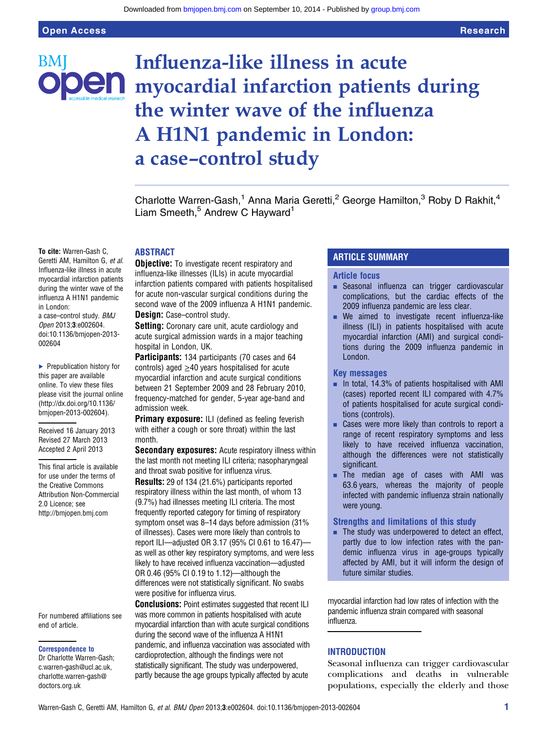# Influenza-like illness in acute myocardial infarction patients during the winter wave of the influenza A H1N1 pandemic in London: a case–control study

Charlotte Warren-Gash,[1] Anna Maria Geretti,[2] George Hamilton,[3] Roby D Rakhit,[4] Liam Smeeth,[5] Andrew C Hayward[1]

**To cite:** Warren-Gash C, Geretti AM, Hamilton G, *et al*. Influenza-like illness in acute myocardial infarction patients during the winter wave of the influenza A H1N1 pandemic in London: a case–control study. *BMJ Open* 2013;**3**:e002604. doi:10.1136/bmjopen-2013-002604

▸ Prepublication history for this paper are available online. To view these files please visit the journal online (http://dx.doi.org/10.1136/bmjopen-2013-002604).

Received 16 January 2013
Revised 27 March 2013
Accepted 2 April 2013

This final article is available for use under the terms of the Creative Commons Attribution Non-Commercial 2.0 Licence; see http://bmjopen.bmj.com

For numbered affiliations see end of article.

**Correspondence to**
Dr Charlotte Warren-Gash; c.warren-gash@ucl.ac.uk, charlotte.warren-gash@doctors.org.uk

## ABSTRACT

**Objective:** To investigate recent respiratory and influenza-like illnesses (ILIs) in acute myocardial infarction patients compared with patients hospitalised for acute non-vascular surgical conditions during the second wave of the 2009 influenza A H1N1 pandemic.

**Design:** Case–control study.

**Setting:** Coronary care unit, acute cardiology and acute surgical admission wards in a major teaching hospital in London, UK.

**Participants:** 134 participants (70 cases and 64 controls) aged ≥40 years hospitalised for acute myocardial infarction and acute surgical conditions between 21 September 2009 and 28 February 2010, frequency-matched for gender, 5-year age-band and admission week.

**Primary exposure:** ILI (defined as feeling feverish with either a cough or sore throat) within the last month.

**Secondary exposures:** Acute respiratory illness within the last month not meeting ILI criteria; nasopharyngeal and throat swab positive for influenza virus.

**Results:** 29 of 134 (21.6%) participants reported respiratory illness within the last month, of whom 13 (9.7%) had illnesses meeting ILI criteria. The most frequently reported category for timing of respiratory symptom onset was 8–14 days before admission (31% of illnesses). Cases were more likely than controls to report ILI—adjusted OR 3.17 (95% CI 0.61 to 16.47)—as well as other key respiratory symptoms, and were less likely to have received influenza vaccination—adjusted OR 0.46 (95% CI 0.19 to 1.12)—although the differences were not statistically significant. No swabs were positive for influenza virus.

**Conclusions:** Point estimates suggested that recent ILI was more common in patients hospitalised with acute myocardial infarction than with acute surgical conditions during the second wave of the influenza A H1N1 pandemic, and influenza vaccination was associated with cardioprotection, although the findings were not statistically significant. The study was underpowered, partly because the age groups typically affected by acute myocardial infarction had low rates of infection with the pandemic influenza strain compared with seasonal influenza.

## ARTICLE SUMMARY

### Article focus

- Seasonal influenza can trigger cardiovascular complications, but the cardiac effects of the 2009 influenza pandemic are less clear.
- We aimed to investigate recent influenza-like illness (ILI) in patients hospitalised with acute myocardial infarction (AMI) and surgical conditions during the 2009 influenza pandemic in London.

### Key messages

- In total, 14.3% of patients hospitalised with AMI (cases) reported recent ILI compared with 4.7% of patients hospitalised for acute surgical conditions (controls).
- Cases were more likely than controls to report a range of recent respiratory symptoms and less likely to have received influenza vaccination, although the differences were not statistically significant.
- The median age of cases with AMI was 63.6 years, whereas the majority of people infected with pandemic influenza strain nationally were young.

### Strengths and limitations of this study

- The study was underpowered to detect an effect, partly due to low infection rates with the pandemic influenza virus in age-groups typically affected by AMI, but it will inform the design of future similar studies.

## INTRODUCTION

Seasonal influenza can trigger cardiovascular complications and deaths in vulnerable populations, especially the elderly and those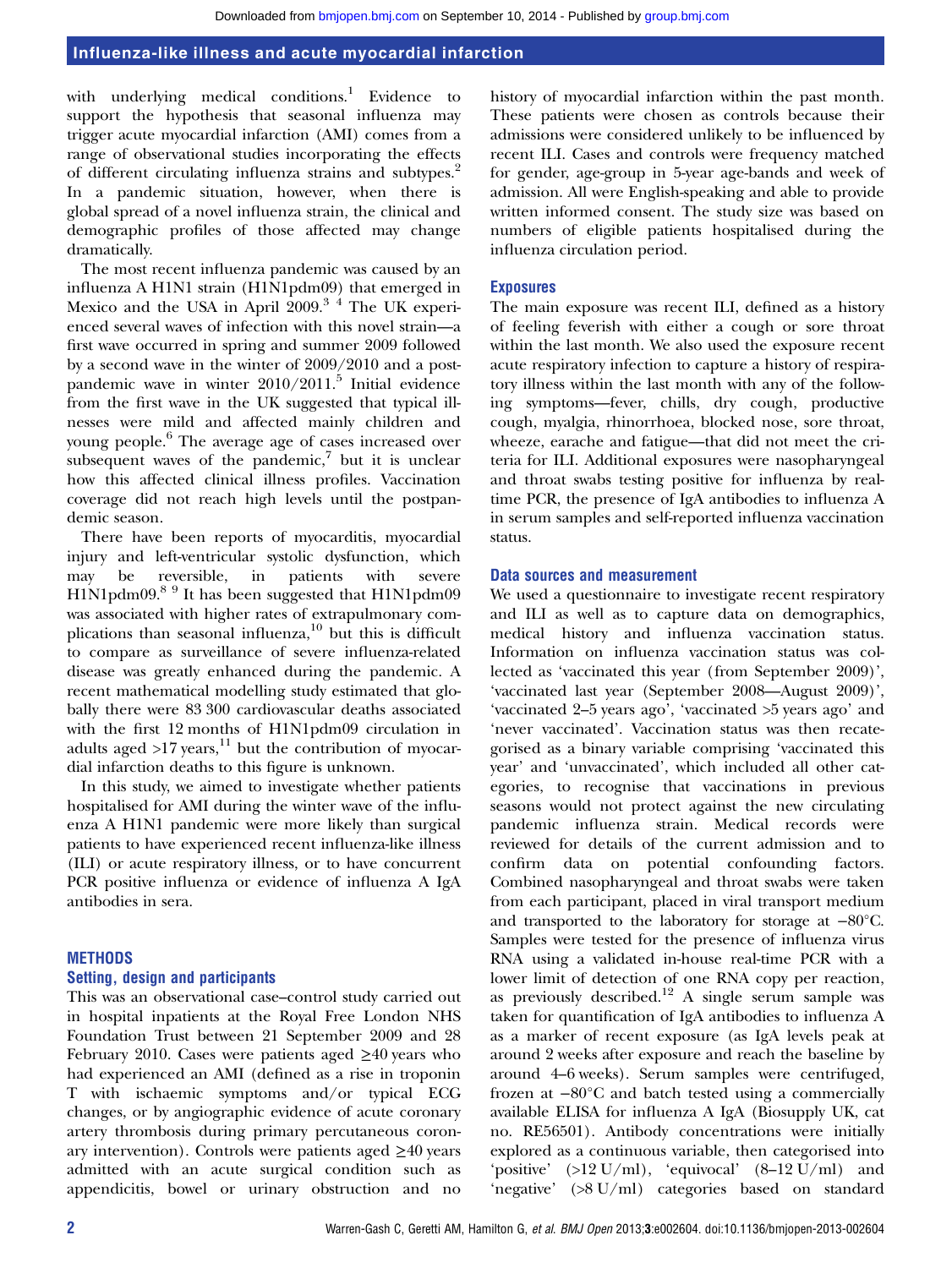with underlying medical conditions.[1] Evidence to support the hypothesis that seasonal influenza may trigger acute myocardial infarction (AMI) comes from a range of observational studies incorporating the effects of different circulating influenza strains and subtypes.[2] In a pandemic situation, however, when there is global spread of a novel influenza strain, the clinical and demographic profiles of those affected may change dramatically.

The most recent influenza pandemic was caused by an influenza A H1N1 strain (H1N1pdm09) that emerged in Mexico and the USA in April 2009.[3 4] The UK experienced several waves of infection with this novel strain—a first wave occurred in spring and summer 2009 followed by a second wave in the winter of 2009/2010 and a postpandemic wave in winter 2010/2011.[5] Initial evidence from the first wave in the UK suggested that typical illnesses were mild and affected mainly children and young people.[6] The average age of cases increased over subsequent waves of the pandemic,[7] but it is unclear how this affected clinical illness profiles. Vaccination coverage did not reach high levels until the postpandemic season.

There have been reports of myocarditis, myocardial injury and left-ventricular systolic dysfunction, which may be reversible, in patients with severe H1N1pdm09.[8 9] It has been suggested that H1N1pdm09 was associated with higher rates of extrapulmonary complications than seasonal influenza,[10] but this is difficult to compare as surveillance of severe influenza-related disease was greatly enhanced during the pandemic. A recent mathematical modelling study estimated that globally there were 83 300 cardiovascular deaths associated with the first 12 months of H1N1pdm09 circulation in adults aged >17 years,[11] but the contribution of myocardial infarction deaths to this figure is unknown.

In this study, we aimed to investigate whether patients hospitalised for AMI during the winter wave of the influenza A H1N1 pandemic were more likely than surgical patients to have experienced recent influenza-like illness (ILI) or acute respiratory illness, or to have concurrent PCR positive influenza or evidence of influenza A IgA antibodies in sera.

## METHODS

### Setting, design and participants

This was an observational case–control study carried out in hospital inpatients at the Royal Free London NHS Foundation Trust between 21 September 2009 and 28 February 2010. Cases were patients aged ≥40 years who had experienced an AMI (defined as a rise in troponin T with ischaemic symptoms and/or typical ECG changes, or by angiographic evidence of acute coronary artery thrombosis during primary percutaneous coronary intervention). Controls were patients aged ≥40 years admitted with an acute surgical condition such as appendicitis, bowel or urinary obstruction and no history of myocardial infarction within the past month. These patients were chosen as controls because their admissions were considered unlikely to be influenced by recent ILI. Cases and controls were frequency matched for gender, age-group in 5-year age-bands and week of admission. All were English-speaking and able to provide written informed consent. The study size was based on numbers of eligible patients hospitalised during the influenza circulation period.

### Exposures

The main exposure was recent ILI, defined as a history of feeling feverish with either a cough or sore throat within the last month. We also used the exposure recent acute respiratory infection to capture a history of respiratory illness within the last month with any of the following symptoms—fever, chills, dry cough, productive cough, myalgia, rhinorrhoea, blocked nose, sore throat, wheeze, earache and fatigue—that did not meet the criteria for ILI. Additional exposures were nasopharyngeal and throat swabs testing positive for influenza by real-time PCR, the presence of IgA antibodies to influenza A in serum samples and self-reported influenza vaccination status.

### Data sources and measurement

We used a questionnaire to investigate recent respiratory and ILI as well as to capture data on demographics, medical history and influenza vaccination status. Information on influenza vaccination status was collected as 'vaccinated this year (from September 2009)', 'vaccinated last year (September 2008—August 2009)', 'vaccinated 2–5 years ago', 'vaccinated >5 years ago' and 'never vaccinated'. Vaccination status was then recategorised as a binary variable comprising 'vaccinated this year' and 'unvaccinated', which included all other categories, to recognise that vaccinations in previous seasons would not protect against the new circulating pandemic influenza strain. Medical records were reviewed for details of the current admission and to confirm data on potential confounding factors. Combined nasopharyngeal and throat swabs were taken from each participant, placed in viral transport medium and transported to the laboratory for storage at −80°C. Samples were tested for the presence of influenza virus RNA using a validated in-house real-time PCR with a lower limit of detection of one RNA copy per reaction, as previously described.[12] A single serum sample was taken for quantification of IgA antibodies to influenza A as a marker of recent exposure (as IgA levels peak at around 2 weeks after exposure and reach the baseline by around 4–6 weeks). Serum samples were centrifuged, frozen at −80°C and batch tested using a commercially available ELISA for influenza A IgA (Biosupply UK, cat no. RE56501). Antibody concentrations were initially explored as a continuous variable, then categorised into 'positive' (>12 U/ml), 'equivocal' (8–12 U/ml) and 'negative' (>8 U/ml) categories based on standard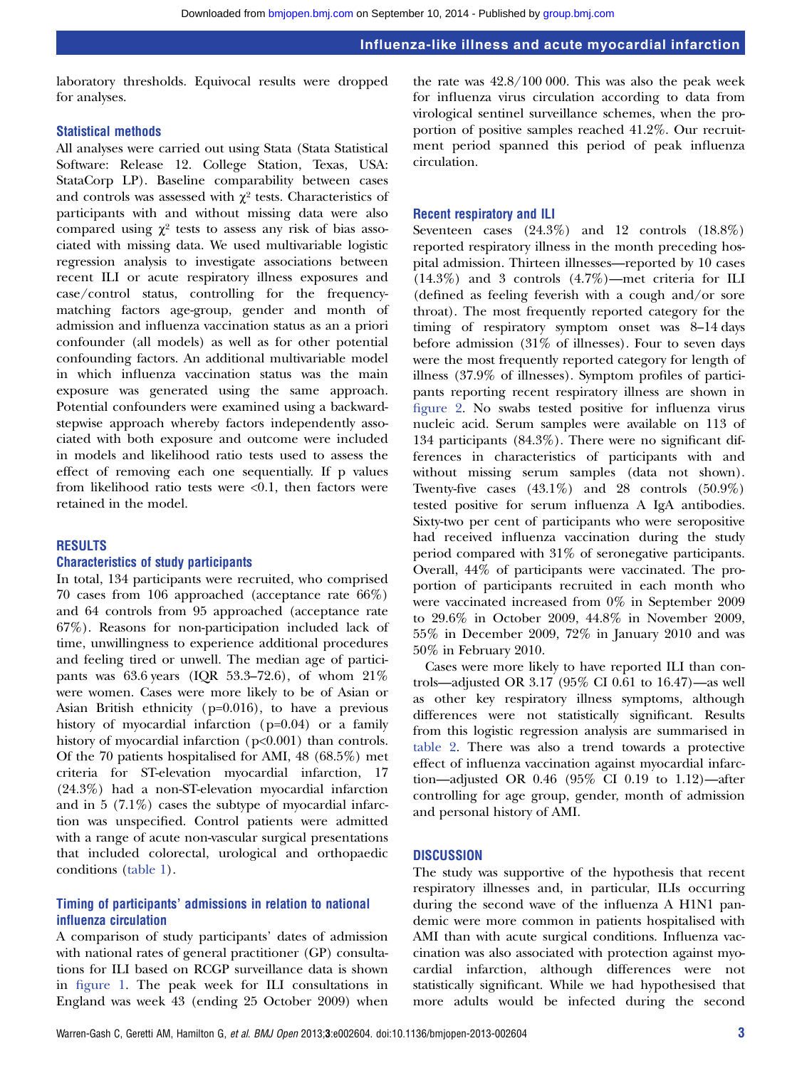laboratory thresholds. Equivocal results were dropped for analyses.

### Statistical methods

All analyses were carried out using Stata (Stata Statistical Software: Release 12. College Station, Texas, USA: StataCorp LP). Baseline comparability between cases and controls was assessed with $\chi^2$ tests. Characteristics of participants with and without missing data were also compared using $\chi^2$ tests to assess any risk of bias associated with missing data. We used multivariable logistic regression analysis to investigate associations between recent ILI or acute respiratory illness exposures and case/control status, controlling for the frequency-matching factors age-group, gender and month of admission and influenza vaccination status as an a priori confounder (all models) as well as for other potential confounding factors. An additional multivariable model in which influenza vaccination status was the main exposure was generated using the same approach. Potential confounders were examined using a backward-stepwise approach whereby factors independently associated with both exposure and outcome were included in models and likelihood ratio tests used to assess the effect of removing each one sequentially. If p values from likelihood ratio tests were <0.1, then factors were retained in the model.

## RESULTS

### Characteristics of study participants

In total, 134 participants were recruited, who comprised 70 cases from 106 approached (acceptance rate 66%) and 64 controls from 95 approached (acceptance rate 67%). Reasons for non-participation included lack of time, unwillingness to experience additional procedures and feeling tired or unwell. The median age of participants was 63.6 years (IQR 53.3–72.6), of whom 21% were women. Cases were more likely to be of Asian or Asian British ethnicity (p=0.016), to have a previous history of myocardial infarction (p=0.04) or a family history of myocardial infarction (p<0.001) than controls. Of the 70 patients hospitalised for AMI, 48 (68.5%) met criteria for ST-elevation myocardial infarction, 17 (24.3%) had a non-ST-elevation myocardial infarction and in 5 (7.1%) cases the subtype of myocardial infarction was unspecified. Control patients were admitted with a range of acute non-vascular surgical presentations that included colorectal, urological and orthopaedic conditions (table 1).

### Timing of participants' admissions in relation to national influenza circulation

A comparison of study participants' dates of admission with national rates of general practitioner (GP) consultations for ILI based on RCGP surveillance data is shown in figure 1. The peak week for ILI consultations in England was week 43 (ending 25 October 2009) when the rate was 42.8/100 000. This was also the peak week for influenza virus circulation according to data from virological sentinel surveillance schemes, when the proportion of positive samples reached 41.2%. Our recruitment period spanned this period of peak influenza circulation.

### Recent respiratory and ILI

Seventeen cases (24.3%) and 12 controls (18.8%) reported respiratory illness in the month preceding hospital admission. Thirteen illnesses—reported by 10 cases (14.3%) and 3 controls (4.7%)—met criteria for ILI (defined as feeling feverish with a cough and/or sore throat). The most frequently reported category for the timing of respiratory symptom onset was 8–14 days before admission (31% of illnesses). Four to seven days were the most frequently reported category for length of illness (37.9% of illnesses). Symptom profiles of participants reporting recent respiratory illness are shown in figure 2. No swabs tested positive for influenza virus nucleic acid. Serum samples were available on 113 of 134 participants (84.3%). There were no significant differences in characteristics of participants with and without missing serum samples (data not shown). Twenty-five cases (43.1%) and 28 controls (50.9%) tested positive for serum influenza A IgA antibodies. Sixty-two per cent of participants who were seropositive had received influenza vaccination during the study period compared with 31% of seronegative participants. Overall, 44% of participants were vaccinated. The proportion of participants recruited in each month who were vaccinated increased from 0% in September 2009 to 29.6% in October 2009, 44.8% in November 2009, 55% in December 2009, 72% in January 2010 and was 50% in February 2010.

Cases were more likely to have reported ILI than controls—adjusted OR 3.17 (95% CI 0.61 to 16.47)—as well as other key respiratory illness symptoms, although differences were not statistically significant. Results from this logistic regression analysis are summarised in table 2. There was also a trend towards a protective effect of influenza vaccination against myocardial infarction—adjusted OR 0.46 (95% CI 0.19 to 1.12)—after controlling for age group, gender, month of admission and personal history of AMI.

## DISCUSSION

The study was supportive of the hypothesis that recent respiratory illnesses and, in particular, ILIs occurring during the second wave of the influenza A H1N1 pandemic were more common in patients hospitalised with AMI than with acute surgical conditions. Influenza vaccination was also associated with protection against myocardial infarction, although differences were not statistically significant. While we had hypothesised that more adults would be infected during the second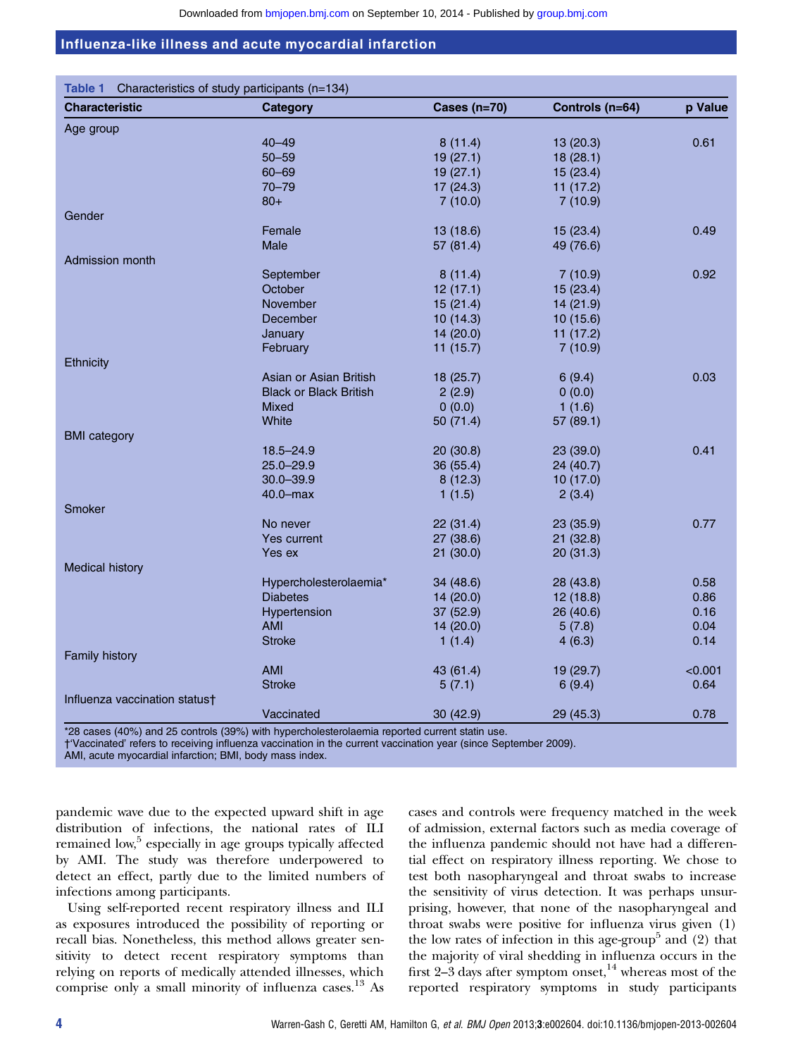**Table 1** Characteristics of study participants (n=134)

| Characteristic | Category | Cases (n=70) | Controls (n=64) | p Value |
|---|---|---|---|---|
| Age group | | | | |
| | 40–49 | 8 (11.4) | 13 (20.3) | 0.61 |
| | 50–59 | 19 (27.1) | 18 (28.1) | |
| | 60–69 | 19 (27.1) | 15 (23.4) | |
| | 70–79 | 17 (24.3) | 11 (17.2) | |
| | 80+ | 7 (10.0) | 7 (10.9) | |
| Gender | | | | |
| | Female | 13 (18.6) | 15 (23.4) | 0.49 |
| | Male | 57 (81.4) | 49 (76.6) | |
| Admission month | | | | |
| | September | 8 (11.4) | 7 (10.9) | 0.92 |
| | October | 12 (17.1) | 15 (23.4) | |
| | November | 15 (21.4) | 14 (21.9) | |
| | December | 10 (14.3) | 10 (15.6) | |
| | January | 14 (20.0) | 11 (17.2) | |
| | February | 11 (15.7) | 7 (10.9) | |
| Ethnicity | | | | |
| | Asian or Asian British | 18 (25.7) | 6 (9.4) | 0.03 |
| | Black or Black British | 2 (2.9) | 0 (0.0) | |
| | Mixed | 0 (0.0) | 1 (1.6) | |
| | White | 50 (71.4) | 57 (89.1) | |
| BMI category | | | | |
| | 18.5–24.9 | 20 (30.8) | 23 (39.0) | 0.41 |
| | 25.0–29.9 | 36 (55.4) | 24 (40.7) | |
| | 30.0–39.9 | 8 (12.3) | 10 (17.0) | |
| | 40.0–max | 1 (1.5) | 2 (3.4) | |
| Smoker | | | | |
| | No never | 22 (31.4) | 23 (35.9) | 0.77 |
| | Yes current | 27 (38.6) | 21 (32.8) | |
| | Yes ex | 21 (30.0) | 20 (31.3) | |
| Medical history | | | | |
| | Hypercholesterolaemia* | 34 (48.6) | 28 (43.8) | 0.58 |
| | Diabetes | 14 (20.0) | 12 (18.8) | 0.86 |
| | Hypertension | 37 (52.9) | 26 (40.6) | 0.16 |
| | AMI | 14 (20.0) | 5 (7.8) | 0.04 |
| | Stroke | 1 (1.4) | 4 (6.3) | 0.14 |
| Family history | | | | |
| | AMI | 43 (61.4) | 19 (29.7) | <0.001 |
| | Stroke | 5 (7.1) | 6 (9.4) | 0.64 |
| Influenza vaccination status† | | | | |
| | Vaccinated | 30 (42.9) | 29 (45.3) | 0.78 |

*28 cases (40%) and 25 controls (39%) with hypercholesterolaemia reported current statin use.
†'Vaccinated' refers to receiving influenza vaccination in the current vaccination year (since September 2009).
AMI, acute myocardial infarction; BMI, body mass index.

pandemic wave due to the expected upward shift in age distribution of infections, the national rates of ILI remained low,[5] especially in age groups typically affected by AMI. The study was therefore underpowered to detect an effect, partly due to the limited numbers of infections among participants.

Using self-reported recent respiratory illness and ILI as exposures introduced the possibility of reporting or recall bias. Nonetheless, this method allows greater sensitivity to detect recent respiratory symptoms than relying on reports of medically attended illnesses, which comprise only a small minority of influenza cases.[13] As cases and controls were frequency matched in the week of admission, external factors such as media coverage of the influenza pandemic should not have had a differential effect on respiratory illness reporting. We chose to test both nasopharyngeal and throat swabs to increase the sensitivity of virus detection. It was perhaps unsurprising, however, that none of the nasopharyngeal and throat swabs were positive for influenza virus given (1) the low rates of infection in this age-group[5] and (2) that the majority of viral shedding in influenza occurs in the first 2–3 days after symptom onset,[14] whereas most of the reported respiratory symptoms in study participants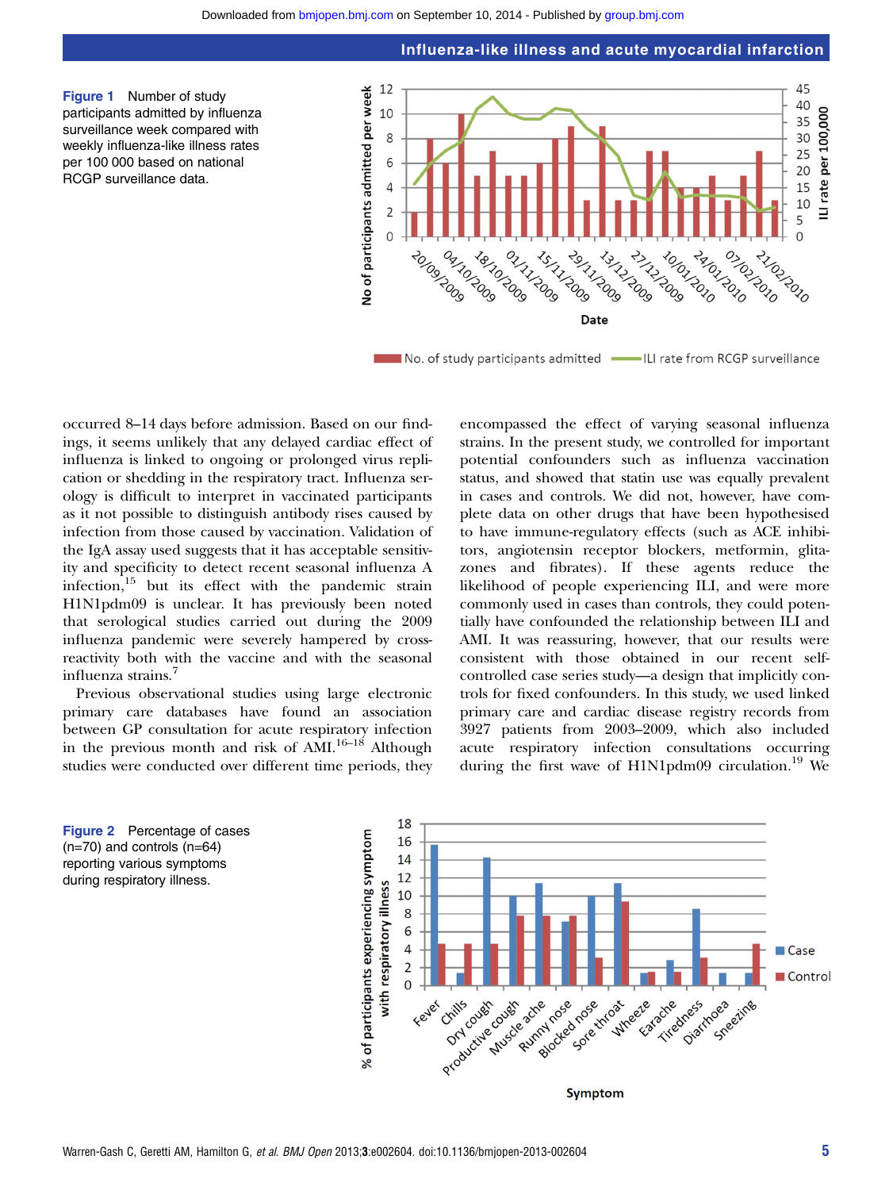**Figure 1** Number of study participants admitted by influenza surveillance week compared with weekly influenza-like illness rates per 100 000 based on national RCGP surveillance data.

occurred 8–14 days before admission. Based on our findings, it seems unlikely that any delayed cardiac effect of influenza is linked to ongoing or prolonged virus replication or shedding in the respiratory tract. Influenza serology is difficult to interpret in vaccinated participants as it not possible to distinguish antibody rises caused by infection from those caused by vaccination. Validation of the IgA assay used suggests that it has acceptable sensitivity and specificity to detect recent seasonal influenza A infection,[15] but its effect with the pandemic strain H1N1pdm09 is unclear. It has previously been noted that serological studies carried out during the 2009 influenza pandemic were severely hampered by cross-reactivity both with the vaccine and with the seasonal influenza strains.[7]

Previous observational studies using large electronic primary care databases have found an association between GP consultation for acute respiratory infection in the previous month and risk of AMI.[16–18] Although studies were conducted over different time periods, they encompassed the effect of varying seasonal influenza strains. In the present study, we controlled for important potential confounders such as influenza vaccination status, and showed that statin use was equally prevalent in cases and controls. We did not, however, have complete data on other drugs that have been hypothesised to have immune-regulatory effects (such as ACE inhibitors, angiotensin receptor blockers, metformin, glitazones and fibrates). If these agents reduce the likelihood of people experiencing ILI, and were more commonly used in cases than controls, they could potentially have confounded the relationship between ILI and AMI. It was reassuring, however, that our results were consistent with those obtained in our recent self-controlled case series study—a design that implicitly controls for fixed confounders. In this study, we used linked primary care and cardiac disease registry records from 3927 patients from 2003–2009, which also included acute respiratory infection consultations occurring during the first wave of H1N1pdm09 circulation.[19] We

**Figure 2** Percentage of cases (n=70) and controls (n=64) reporting various symptoms during respiratory illness.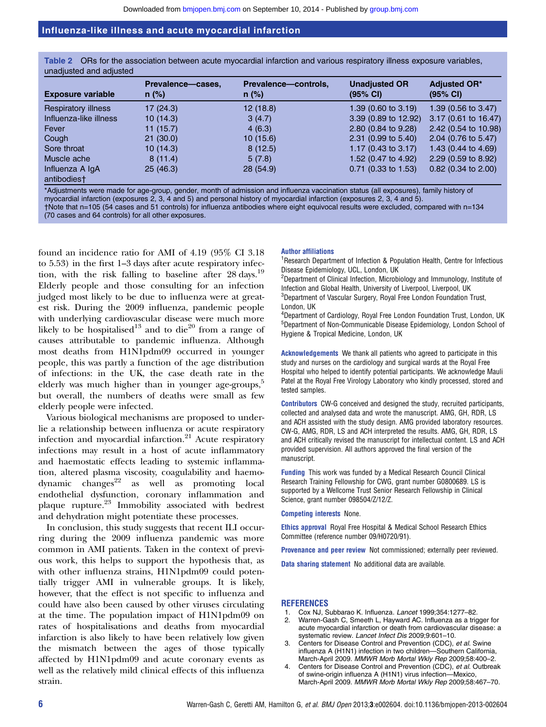**Table 2** ORs for the association between acute myocardial infarction and various respiratory illness exposure variables, unadjusted and adjusted

| Exposure variable | Prevalence—cases, n (%) | Prevalence—controls, n (%) | Unadjusted OR (95% CI) | Adjusted OR* (95% CI) |
|---|---|---|---|---|
| Respiratory illness | 17 (24.3) | 12 (18.8) | 1.39 (0.60 to 3.19) | 1.39 (0.56 to 3.47) |
| Influenza-like illness | 10 (14.3) | 3 (4.7) | 3.39 (0.89 to 12.92) | 3.17 (0.61 to 16.47) |
| Fever | 11 (15.7) | 4 (6.3) | 2.80 (0.84 to 9.28) | 2.42 (0.54 to 10.98) |
| Cough | 21 (30.0) | 10 (15.6) | 2.31 (0.99 to 5.40) | 2.04 (0.76 to 5.47) |
| Sore throat | 10 (14.3) | 8 (12.5) | 1.17 (0.43 to 3.17) | 1.43 (0.44 to 4.69) |
| Muscle ache | 8 (11.4) | 5 (7.8) | 1.52 (0.47 to 4.92) | 2.29 (0.59 to 8.92) |
| Influenza A IgA antibodies† | 25 (46.3) | 28 (54.9) | 0.71 (0.33 to 1.53) | 0.82 (0.34 to 2.00) |

*Adjustments were made for age-group, gender, month of admission and influenza vaccination status (all exposures), family history of myocardial infarction (exposures 2, 3, 4 and 5) and personal history of myocardial infarction (exposures 2, 3, 4 and 5).
†Note that n=105 (54 cases and 51 controls) for influenza antibodies where eight equivocal results were excluded, compared with n=134 (70 cases and 64 controls) for all other exposures.

found an incidence ratio for AMI of 4.19 (95% CI 3.18 to 5.53) in the first 1–3 days after acute respiratory infection, with the risk falling to baseline after 28 days.[19] Elderly people and those consulting for an infection judged most likely to be due to influenza were at greatest risk. During the 2009 influenza, pandemic people with underlying cardiovascular disease were much more likely to be hospitalised[13] and to die[20] from a range of causes attributable to pandemic influenza. Although most deaths from H1N1pdm09 occurred in younger people, this was partly a function of the age distribution of infections: in the UK, the case death rate in the elderly was much higher than in younger age-groups,[5] but overall, the numbers of deaths were small as few elderly people were infected.

Various biological mechanisms are proposed to underlie a relationship between influenza or acute respiratory infection and myocardial infarction.[21] Acute respiratory infections may result in a host of acute inflammatory and haemostatic effects leading to systemic inflammation, altered plasma viscosity, coagulability and haemodynamic changes[22] as well as promoting local endothelial dysfunction, coronary inflammation and plaque rupture.[23] Immobility associated with bedrest and dehydration might potentiate these processes.

In conclusion, this study suggests that recent ILI occurring during the 2009 influenza pandemic was more common in AMI patients. Taken in the context of previous work, this helps to support the hypothesis that, as with other influenza strains, H1N1pdm09 could potentially trigger AMI in vulnerable groups. It is likely, however, that the effect is not specific to influenza and could have also been caused by other viruses circulating at the time. The population impact of H1N1pdm09 on rates of hospitalisations and deaths from myocardial infarction is also likely to have been relatively low given the mismatch between the ages of those typically affected by H1N1pdm09 and acute coronary events as well as the relatively mild clinical effects of this influenza strain.

**Author affiliations**
[1]Research Department of Infection & Population Health, Centre for Infectious Disease Epidemiology, UCL, London, UK
[2]Department of Clinical Infection, Microbiology and Immunology, Institute of Infection and Global Health, University of Liverpool, Liverpool, UK
[3]Department of Vascular Surgery, Royal Free London Foundation Trust, London, UK
[4]Department of Cardiology, Royal Free London Foundation Trust, London, UK
[5]Department of Non-Communicable Disease Epidemiology, London School of Hygiene & Tropical Medicine, London, UK

**Acknowledgements** We thank all patients who agreed to participate in this study and nurses on the cardiology and surgical wards at the Royal Free Hospital who helped to identify potential participants. We acknowledge Mauli Patel at the Royal Free Virology Laboratory who kindly processed, stored and tested samples.

**Contributors** CW-G conceived and designed the study, recruited participants, collected and analysed data and wrote the manuscript. AMG, GH, RDR, LS and ACH assisted with the study design. AMG provided laboratory resources. CW-G, AMG, RDR, LS and ACH interpreted the results. AMG, GH, RDR, LS and ACH critically revised the manuscript for intellectual content. LS and ACH provided supervision. All authors approved the final version of the manuscript.

**Funding** This work was funded by a Medical Research Council Clinical Research Training Fellowship for CWG, grant number G0800689. LS is supported by a Wellcome Trust Senior Research Fellowship in Clinical Science, grant number 098504/Z/12/Z.

**Competing interests** None.

**Ethics approval** Royal Free Hospital & Medical School Research Ethics Committee (reference number 09/H0720/91).

**Provenance and peer review** Not commissioned; externally peer reviewed.

**Data sharing statement** No additional data are available.

## REFERENCES

1. Cox NJ, Subbarao K. Influenza. *Lancet* 1999;354:1277–82.
2. Warren-Gash C, Smeeth L, Hayward AC. Influenza as a trigger for acute myocardial infarction or death from cardiovascular disease: a systematic review. *Lancet Infect Dis* 2009;9:601–10.
3. Centers for Disease Control and Prevention (CDC), *et al*. Swine influenza A (H1N1) infection in two children—Southern California, March-April 2009. *MMWR Morb Mortal Wkly Rep* 2009;58:400–2.
4. Centers for Disease Control and Prevention (CDC), *et al*. Outbreak of swine-origin influenza A (H1N1) virus infection—Mexico, March-April 2009. *MMWR Morb Mortal Wkly Rep* 2009;58:467–70.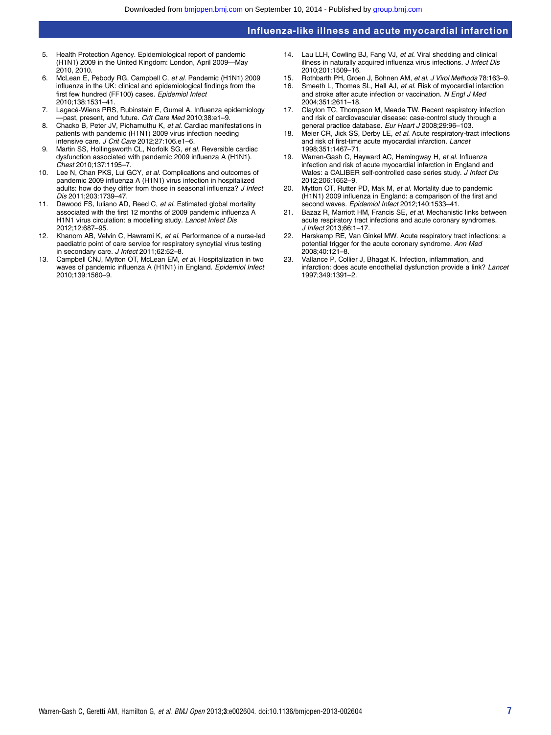5. Health Protection Agency. Epidemiological report of pandemic (H1N1) 2009 in the United Kingdom: London, April 2009—May 2010, 2010.
6. McLean E, Pebody RG, Campbell C, *et al*. Pandemic (H1N1) 2009 influenza in the UK: clinical and epidemiological findings from the first few hundred (FF100) cases. *Epidemiol Infect* 2010;138:1531–41.
7. Lagacé-Wiens PRS, Rubinstein E, Gumel A. Influenza epidemiology —past, present, and future. *Crit Care Med* 2010;38:e1–9.
8. Chacko B, Peter JV, Pichamuthu K, *et al*. Cardiac manifestations in patients with pandemic (H1N1) 2009 virus infection needing intensive care. *J Crit Care* 2012;27:106.e1–6.
9. Martin SS, Hollingsworth CL, Norfolk SG, *et al*. Reversible cardiac dysfunction associated with pandemic 2009 influenza A (H1N1). *Chest* 2010;137:1195–7.
10. Lee N, Chan PKS, Lui GCY, *et al*. Complications and outcomes of pandemic 2009 influenza A (H1N1) virus infection in hospitalized adults: how do they differ from those in seasonal influenza? *J Infect Dis* 2011;203:1739–47.
11. Dawood FS, Iuliano AD, Reed C, *et al*. Estimated global mortality associated with the first 12 months of 2009 pandemic influenza A H1N1 virus circulation: a modelling study. *Lancet Infect Dis* 2012;12:687–95.
12. Khanom AB, Velvin C, Hawrami K, *et al*. Performance of a nurse-led paediatric point of care service for respiratory syncytial virus testing in secondary care. *J Infect* 2011;62:52–8.
13. Campbell CNJ, Mytton OT, McLean EM, *et al*. Hospitalization in two waves of pandemic influenza A (H1N1) in England. *Epidemiol Infect* 2010;139:1560–9.
14. Lau LLH, Cowling BJ, Fang VJ, *et al*. Viral shedding and clinical illness in naturally acquired influenza virus infections. *J Infect Dis* 2010;201:1509–16.
15. Rothbarth PH, Groen J, Bohnen AM, *et al*. *J Virol Methods* 78:163–9.
16. Smeeth L, Thomas SL, Hall AJ, *et al*. Risk of myocardial infarction and stroke after acute infection or vaccination. *N Engl J Med* 2004;351:2611–18.
17. Clayton TC, Thompson M, Meade TW. Recent respiratory infection and risk of cardiovascular disease: case-control study through a general practice database. *Eur Heart J* 2008;29:96–103.
18. Meier CR, Jick SS, Derby LE, *et al*. Acute respiratory-tract infections and risk of first-time acute myocardial infarction. *Lancet* 1998;351:1467–71.
19. Warren-Gash C, Hayward AC, Hemingway H, *et al*. Influenza infection and risk of acute myocardial infarction in England and Wales: a CALIBER self-controlled case series study. *J Infect Dis* 2012;206:1652–9.
20. Mytton OT, Rutter PD, Mak M, *et al*. Mortality due to pandemic (H1N1) 2009 influenza in England: a comparison of the first and second waves. *Epidemiol Infect* 2012;140:1533–41.
21. Bazaz R, Marriott HM, Francis SE, *et al*. Mechanistic links between acute respiratory tract infections and acute coronary syndromes. *J Infect* 2013;66:1–17.
22. Harskamp RE, Van Ginkel MW. Acute respiratory tract infections: a potential trigger for the acute coronary syndrome. *Ann Med* 2008;40:121–8.
23. Vallance P, Collier J, Bhagat K. Infection, inflammation, and infarction: does acute endothelial dysfunction provide a link? *Lancet* 1997;349:1391–2.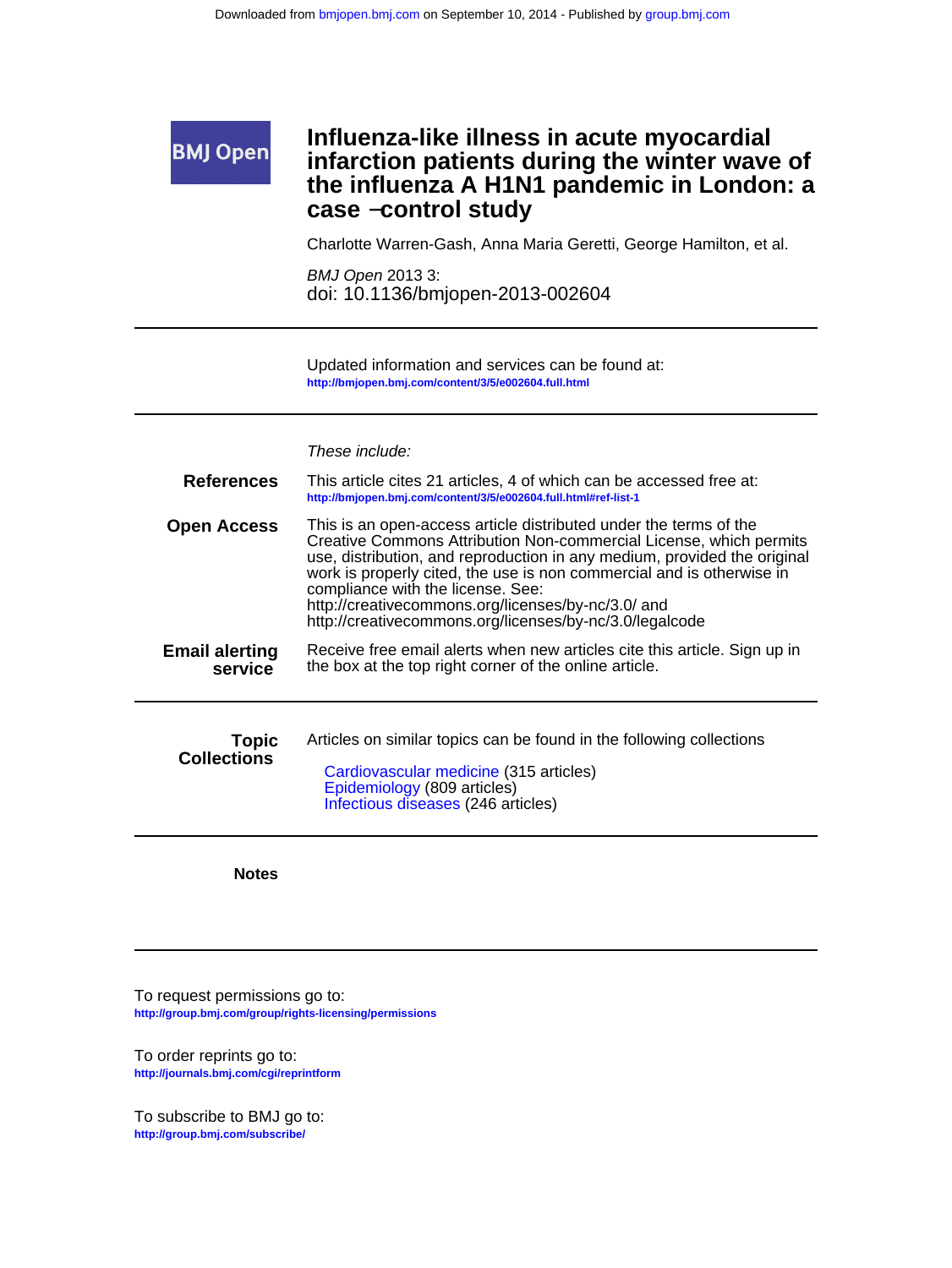# Influenza-like illness in acute myocardial infarction patients during the winter wave of the influenza A H1N1 pandemic in London: a case −control study

Charlotte Warren-Gash, Anna Maria Geretti, George Hamilton, et al.

*BMJ Open* 2013 3:
doi: 10.1136/bmjopen-2013-002604

Updated information and services can be found at:
http://bmjopen.bmj.com/content/3/5/e002604.full.html

*These include:*

**References**

This article cites 21 articles, 4 of which can be accessed free at:
http://bmjopen.bmj.com/content/3/5/e002604.full.html#ref-list-1

**Open Access**

This is an open-access article distributed under the terms of the Creative Commons Attribution Non-commercial License, which permits use, distribution, and reproduction in any medium, provided the original work is properly cited, the use is non commercial and is otherwise in compliance with the license. See:
http://creativecommons.org/licenses/by-nc/3.0/ and
http://creativecommons.org/licenses/by-nc/3.0/legalcode

**Email alerting service**

Receive free email alerts when new articles cite this article. Sign up in the box at the top right corner of the online article.

**Topic Collections**

Articles on similar topics can be found in the following collections

- Cardiovascular medicine (315 articles)
- Epidemiology (809 articles)
- Infectious diseases (246 articles)

**Notes**

To request permissions go to:
http://group.bmj.com/group/rights-licensing/permissions

To order reprints go to:
http://journals.bmj.com/cgi/reprintform

To subscribe to BMJ go to:
http://group.bmj.com/subscribe/